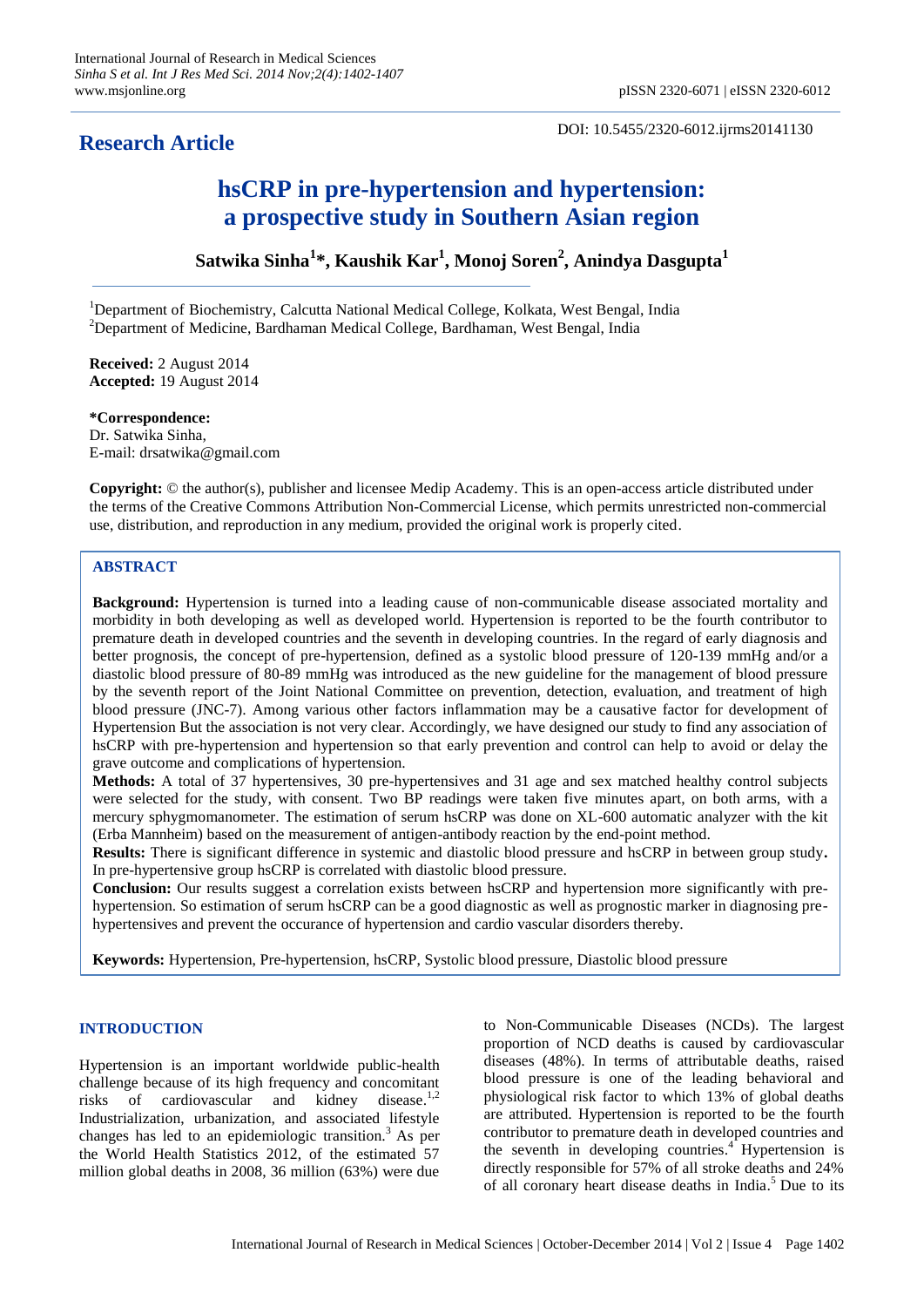DOI: 10.5455/2320-6012.ijrms20141130

**Research Article**

# hsCRP in pre-hypertension and hypertension: a prospective study in Southern Asian region

**Satwika Sinha[1]*, Kaushik Kar[1], Monoj Soren[2], Anindya Dasgupta[1]**

[1]Department of Biochemistry, Calcutta National Medical College, Kolkata, West Bengal, India
[2]Department of Medicine, Bardhaman Medical College, Bardhaman, West Bengal, India

**Received:** 2 August 2014
**Accepted:** 19 August 2014

**\*Correspondence:**
Dr. Satwika Sinha,
E-mail: drsatwika@gmail.com

**Copyright:** © the author(s), publisher and licensee Medip Academy. This is an open-access article distributed under the terms of the Creative Commons Attribution Non-Commercial License, which permits unrestricted non-commercial use, distribution, and reproduction in any medium, provided the original work is properly cited.

## ABSTRACT

**Background:** Hypertension is turned into a leading cause of non-communicable disease associated mortality and morbidity in both developing as well as developed world. Hypertension is reported to be the fourth contributor to premature death in developed countries and the seventh in developing countries. In the regard of early diagnosis and better prognosis, the concept of pre-hypertension, defined as a systolic blood pressure of 120-139 mmHg and/or a diastolic blood pressure of 80-89 mmHg was introduced as the new guideline for the management of blood pressure by the seventh report of the Joint National Committee on prevention, detection, evaluation, and treatment of high blood pressure (JNC-7). Among various other factors inflammation may be a causative factor for development of Hypertension But the association is not very clear. Accordingly, we have designed our study to find any association of hsCRP with pre-hypertension and hypertension so that early prevention and control can help to avoid or delay the grave outcome and complications of hypertension.

**Methods:** A total of 37 hypertensives, 30 pre-hypertensives and 31 age and sex matched healthy control subjects were selected for the study, with consent. Two BP readings were taken five minutes apart, on both arms, with a mercury sphygmomanometer. The estimation of serum hsCRP was done on XL-600 automatic analyzer with the kit (Erba Mannheim) based on the measurement of antigen-antibody reaction by the end-point method.

**Results:** There is significant difference in systemic and diastolic blood pressure and hsCRP in between group study**.** In pre-hypertensive group hsCRP is correlated with diastolic blood pressure.

**Conclusion:** Our results suggest a correlation exists between hsCRP and hypertension more significantly with pre-hypertension. So estimation of serum hsCRP can be a good diagnostic as well as prognostic marker in diagnosing pre-hypertensives and prevent the occurance of hypertension and cardio vascular disorders thereby.

**Keywords:** Hypertension, Pre-hypertension, hsCRP, Systolic blood pressure, Diastolic blood pressure

## INTRODUCTION

Hypertension is an important worldwide public-health challenge because of its high frequency and concomitant risks of cardiovascular and kidney disease.[1,2] Industrialization, urbanization, and associated lifestyle changes has led to an epidemiologic transition.[3] As per the World Health Statistics 2012, of the estimated 57 million global deaths in 2008, 36 million (63%) were due to Non-Communicable Diseases (NCDs). The largest proportion of NCD deaths is caused by cardiovascular diseases (48%). In terms of attributable deaths, raised blood pressure is one of the leading behavioral and physiological risk factor to which 13% of global deaths are attributed. Hypertension is reported to be the fourth contributor to premature death in developed countries and the seventh in developing countries.[4] Hypertension is directly responsible for 57% of all stroke deaths and 24% of all coronary heart disease deaths in India.[5] Due to its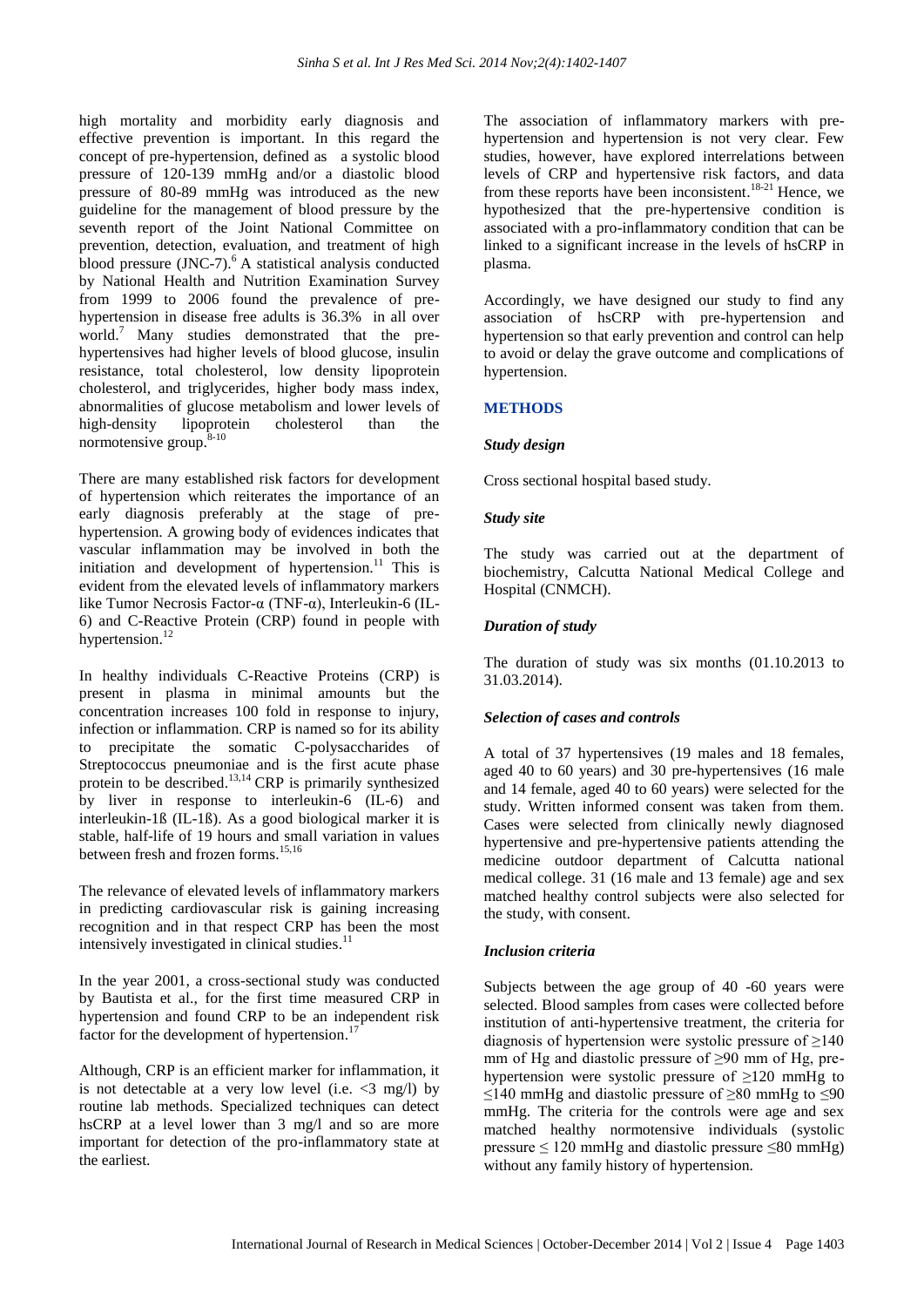high mortality and morbidity early diagnosis and effective prevention is important. In this regard the concept of pre-hypertension, defined as a systolic blood pressure of 120-139 mmHg and/or a diastolic blood pressure of 80-89 mmHg was introduced as the new guideline for the management of blood pressure by the seventh report of the Joint National Committee on prevention, detection, evaluation, and treatment of high blood pressure (JNC-7).[6] A statistical analysis conducted by National Health and Nutrition Examination Survey from 1999 to 2006 found the prevalence of pre-hypertension in disease free adults is 36.3% in all over world.[7] Many studies demonstrated that the pre-hypertensives had higher levels of blood glucose, insulin resistance, total cholesterol, low density lipoprotein cholesterol, and triglycerides, higher body mass index, abnormalities of glucose metabolism and lower levels of high-density lipoprotein cholesterol than the normotensive group.[8-10]

There are many established risk factors for development of hypertension which reiterates the importance of an early diagnosis preferably at the stage of pre-hypertension. A growing body of evidences indicates that vascular inflammation may be involved in both the initiation and development of hypertension.[11] This is evident from the elevated levels of inflammatory markers like Tumor Necrosis Factor-α (TNF-α), Interleukin-6 (IL-6) and C-Reactive Protein (CRP) found in people with hypertension.[12]

In healthy individuals C-Reactive Proteins (CRP) is present in plasma in minimal amounts but the concentration increases 100 fold in response to injury, infection or inflammation. CRP is named so for its ability to precipitate the somatic C-polysaccharides of Streptococcus pneumoniae and is the first acute phase protein to be described.[13,14] CRP is primarily synthesized by liver in response to interleukin-6 (IL-6) and interleukin-1ß (IL-1ß). As a good biological marker it is stable, half-life of 19 hours and small variation in values between fresh and frozen forms.[15,16]

The relevance of elevated levels of inflammatory markers in predicting cardiovascular risk is gaining increasing recognition and in that respect CRP has been the most intensively investigated in clinical studies.[11]

In the year 2001, a cross-sectional study was conducted by Bautista et al., for the first time measured CRP in hypertension and found CRP to be an independent risk factor for the development of hypertension.[17]

Although, CRP is an efficient marker for inflammation, it is not detectable at a very low level (i.e. <3 mg/l) by routine lab methods. Specialized techniques can detect hsCRP at a level lower than 3 mg/l and so are more important for detection of the pro-inflammatory state at the earliest.

The association of inflammatory markers with pre-hypertension and hypertension is not very clear. Few studies, however, have explored interrelations between levels of CRP and hypertensive risk factors, and data from these reports have been inconsistent.[18-21] Hence, we hypothesized that the pre-hypertensive condition is associated with a pro-inflammatory condition that can be linked to a significant increase in the levels of hsCRP in plasma.

Accordingly, we have designed our study to find any association of hsCRP with pre-hypertension and hypertension so that early prevention and control can help to avoid or delay the grave outcome and complications of hypertension.

## METHODS

### *Study design*

Cross sectional hospital based study.

### *Study site*

The study was carried out at the department of biochemistry, Calcutta National Medical College and Hospital (CNMCH).

### *Duration of study*

The duration of study was six months (01.10.2013 to 31.03.2014).

### *Selection of cases and controls*

A total of 37 hypertensives (19 males and 18 females, aged 40 to 60 years) and 30 pre-hypertensives (16 male and 14 female, aged 40 to 60 years) were selected for the study. Written informed consent was taken from them. Cases were selected from clinically newly diagnosed hypertensive and pre-hypertensive patients attending the medicine outdoor department of Calcutta national medical college. 31 (16 male and 13 female) age and sex matched healthy control subjects were also selected for the study, with consent.

### *Inclusion criteria*

Subjects between the age group of 40 -60 years were selected. Blood samples from cases were collected before institution of anti-hypertensive treatment, the criteria for diagnosis of hypertension were systolic pressure of ≥140 mm of Hg and diastolic pressure of ≥90 mm of Hg, pre-hypertension were systolic pressure of ≥120 mmHg to ≤140 mmHg and diastolic pressure of ≥80 mmHg to ≤90 mmHg. The criteria for the controls were age and sex matched healthy normotensive individuals (systolic pressure ≤ 120 mmHg and diastolic pressure ≤80 mmHg) without any family history of hypertension.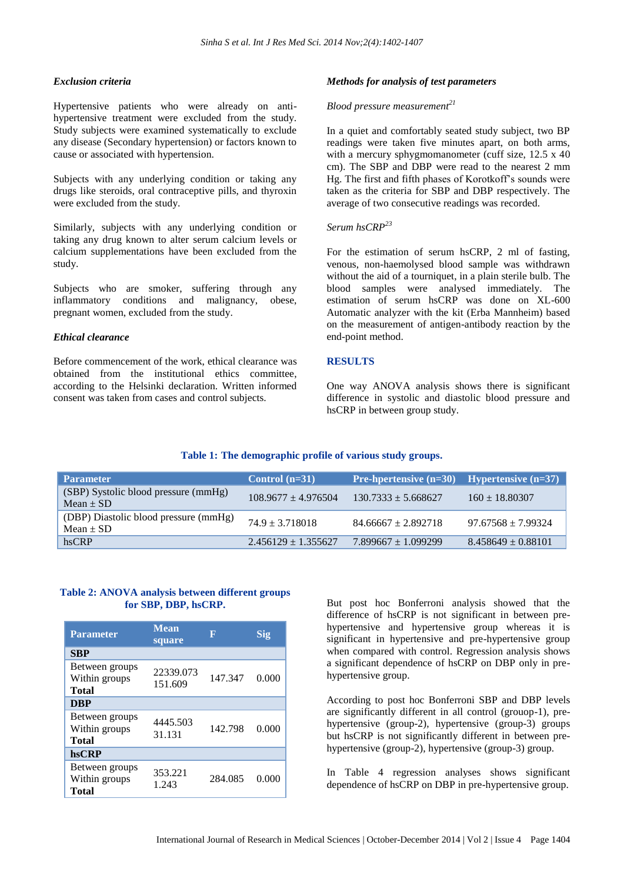### Exclusion criteria

Hypertensive patients who were already on anti-hypertensive treatment were excluded from the study. Study subjects were examined systematically to exclude any disease (Secondary hypertension) or factors known to cause or associated with hypertension.

Subjects with any underlying condition or taking any drugs like steroids, oral contraceptive pills, and thyroxin were excluded from the study.

Similarly, subjects with any underlying condition or taking any drug known to alter serum calcium levels or calcium supplementations have been excluded from the study.

Subjects who are smoker, suffering through any inflammatory conditions and malignancy, obese, pregnant women, excluded from the study.

### Ethical clearance

Before commencement of the work, ethical clearance was obtained from the institutional ethics committee, according to the Helsinki declaration. Written informed consent was taken from cases and control subjects.

### Methods for analysis of test parameters

*Blood pressure measurement*[21]

In a quiet and comfortably seated study subject, two BP readings were taken five minutes apart, on both arms, with a mercury sphygmomanometer (cuff size, 12.5 x 40 cm). The SBP and DBP were read to the nearest 2 mm Hg. The first and fifth phases of Korotkoff's sounds were taken as the criteria for SBP and DBP respectively. The average of two consecutive readings was recorded.

*Serum hsCRP*[23]

For the estimation of serum hsCRP, 2 ml of fasting, venous, non-haemolysed blood sample was withdrawn without the aid of a tourniquet, in a plain sterile bulb. The blood samples were analysed immediately. The estimation of serum hsCRP was done on XL-600 Automatic analyzer with the kit (Erba Mannheim) based on the measurement of antigen-antibody reaction by the end-point method.

## RESULTS

One way ANOVA analysis shows there is significant difference in systolic and diastolic blood pressure and hsCRP in between group study.

**Table 1: The demographic profile of various study groups.**

| Parameter | Control (n=31) | Pre-hpertensive (n=30) | Hypertensive (n=37) |
|---|---|---|---|
| (SBP) Systolic blood pressure (mmHg) Mean ± SD | 108.9677 ± 4.976504 | 130.7333 ± 5.668627 | 160 ± 18.80307 |
| (DBP) Diastolic blood pressure (mmHg) Mean ± SD | 74.9 ± 3.718018 | 84.66667 ± 2.892718 | 97.67568 ± 7.99324 |
| hsCRP | 2.456129 ± 1.355627 | 7.899667 ± 1.099299 | 8.458649 ± 0.88101 |

**Table 2: ANOVA analysis between different groups for SBP, DBP, hsCRP.**

| Parameter | Mean square | F | Sig |
|---|---|---|---|
| **SBP** | | | |
| Between groups<br>Within groups<br>**Total** | 22339.073<br>151.609 | 147.347 | 0.000 |
| **DBP** | | | |
| Between groups<br>Within groups<br>**Total** | 4445.503<br>31.131 | 142.798 | 0.000 |
| **hsCRP** | | | |
| Between groups<br>Within groups<br>**Total** | 353.221<br>1.243 | 284.085 | 0.000 |

But post hoc Bonferroni analysis showed that the difference of hsCRP is not significant in between pre-hypertensive and hypertensive group whereas it is significant in hypertensive and pre-hypertensive group when compared with control. Regression analysis shows a significant dependence of hsCRP on DBP only in pre-hypertensive group.

According to post hoc Bonferroni SBP and DBP levels are significantly different in all control (grouop-1), pre-hypertensive (group-2), hypertensive (group-3) groups but hsCRP is not significantly different in between pre-hypertensive (group-2), hypertensive (group-3) group.

In Table 4 regression analyses shows significant dependence of hsCRP on DBP in pre-hypertensive group.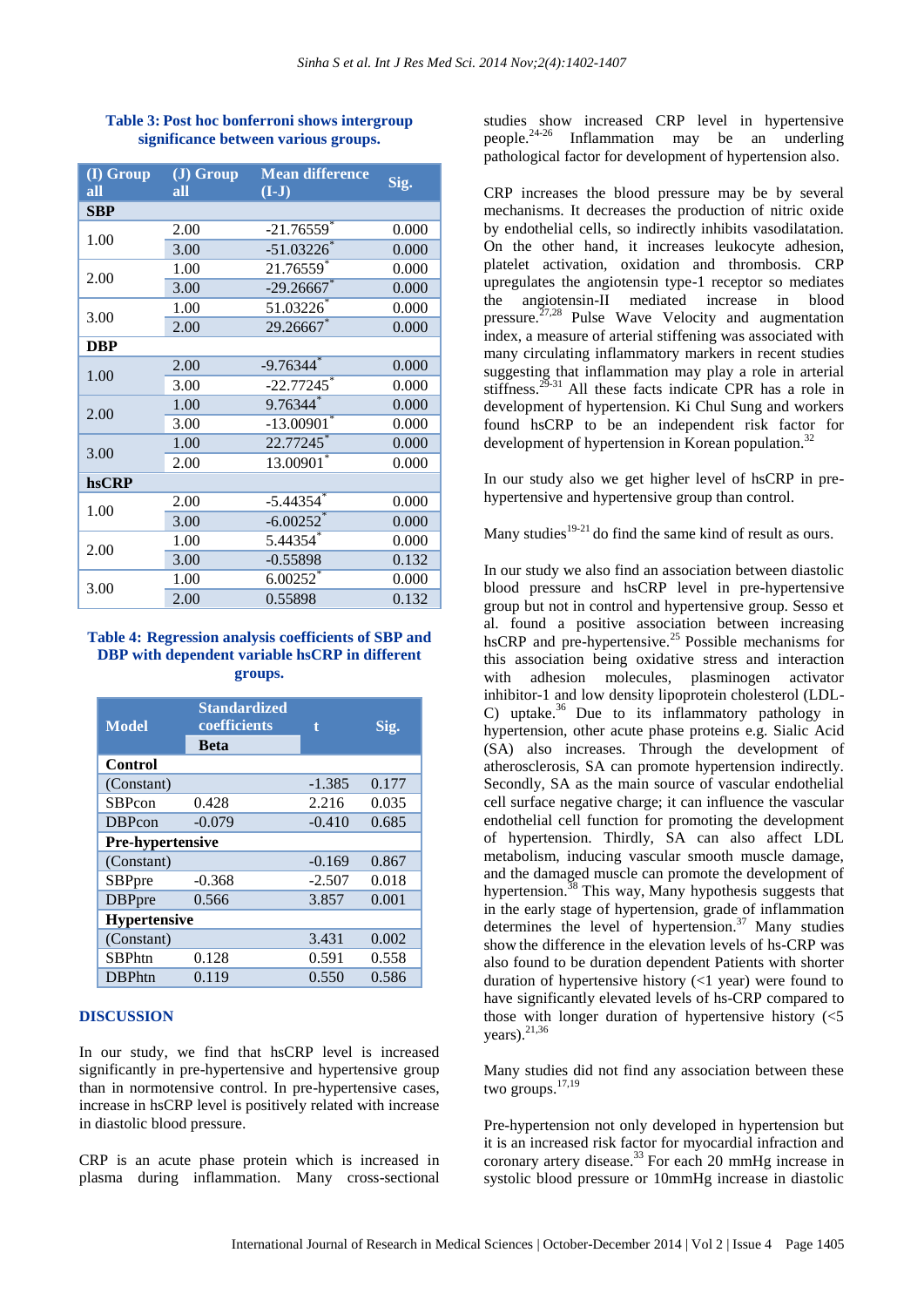**Table 3: Post hoc bonferroni shows intergroup significance between various groups.**

| (I) Group all | (J) Group all | Mean difference (I-J) | Sig. |
|---|---|---|---|
| **SBP** | | | |
| 1.00 | 2.00 | -21.76559* | 0.000 |
| | 3.00 | -51.03226* | 0.000 |
| 2.00 | 1.00 | 21.76559* | 0.000 |
| | 3.00 | -29.26667* | 0.000 |
| 3.00 | 1.00 | 51.03226* | 0.000 |
| | 2.00 | 29.26667* | 0.000 |
| **DBP** | | | |
| 1.00 | 2.00 | -9.76344* | 0.000 |
| | 3.00 | -22.77245* | 0.000 |
| 2.00 | 1.00 | 9.76344* | 0.000 |
| | 3.00 | -13.00901* | 0.000 |
| 3.00 | 1.00 | 22.77245* | 0.000 |
| | 2.00 | 13.00901* | 0.000 |
| **hsCRP** | | | |
| 1.00 | 2.00 | -5.44354* | 0.000 |
| | 3.00 | -6.00252* | 0.000 |
| 2.00 | 1.00 | 5.44354* | 0.000 |
| | 3.00 | -0.55898 | 0.132 |
| 3.00 | 1.00 | 6.00252* | 0.000 |
| | 2.00 | 0.55898 | 0.132 |

**Table 4: Regression analysis coefficients of SBP and DBP with dependent variable hsCRP in different groups.**

| Model | Standardized coefficients | t | Sig. |
|---|---|---|---|
| | Beta | | |
| **Control** | | | |
| (Constant) | | -1.385 | 0.177 |
| SBPcon | 0.428 | 2.216 | 0.035 |
| DBPcon | -0.079 | -0.410 | 0.685 |
| **Pre-hypertensive** | | | |
| (Constant) | | -0.169 | 0.867 |
| SBPpre | -0.368 | -2.507 | 0.018 |
| DBPpre | 0.566 | 3.857 | 0.001 |
| **Hypertensive** | | | |
| (Constant) | | 3.431 | 0.002 |
| SBPhtn | 0.128 | 0.591 | 0.558 |
| DBPhtn | 0.119 | 0.550 | 0.586 |

## DISCUSSION

In our study, we find that hsCRP level is increased significantly in pre-hypertensive and hypertensive group than in normotensive control. In pre-hypertensive cases, increase in hsCRP level is positively related with increase in diastolic blood pressure.

CRP is an acute phase protein which is increased in plasma during inflammation. Many cross-sectional studies show increased CRP level in hypertensive people.[24-26] Inflammation may be an underling pathological factor for development of hypertension also.

CRP increases the blood pressure may be by several mechanisms. It decreases the production of nitric oxide by endothelial cells, so indirectly inhibits vasodilatation. On the other hand, it increases leukocyte adhesion, platelet activation, oxidation and thrombosis. CRP upregulates the angiotensin type-1 receptor so mediates the angiotensin-II mediated increase in blood pressure.[27,28] Pulse Wave Velocity and augmentation index, a measure of arterial stiffening was associated with many circulating inflammatory markers in recent studies suggesting that inflammation may play a role in arterial stiffness.[29-31] All these facts indicate CPR has a role in development of hypertension. Ki Chul Sung and workers found hsCRP to be an independent risk factor for development of hypertension in Korean population.[32]

In our study also we get higher level of hsCRP in pre-hypertensive and hypertensive group than control.

Many studies[19-21] do find the same kind of result as ours.

In our study we also find an association between diastolic blood pressure and hsCRP level in pre-hypertensive group but not in control and hypertensive group. Sesso et al. found a positive association between increasing hsCRP and pre-hypertensive.[25] Possible mechanisms for this association being oxidative stress and interaction with adhesion molecules, plasminogen activator inhibitor-1 and low density lipoprotein cholesterol (LDL-C) uptake.[36] Due to its inflammatory pathology in hypertension, other acute phase proteins e.g. Sialic Acid (SA) also increases. Through the development of atherosclerosis, SA can promote hypertension indirectly. Secondly, SA as the main source of vascular endothelial cell surface negative charge; it can influence the vascular endothelial cell function for promoting the development of hypertension. Thirdly, SA can also affect LDL metabolism, inducing vascular smooth muscle damage, and the damaged muscle can promote the development of hypertension.[38] This way, Many hypothesis suggests that in the early stage of hypertension, grade of inflammation determines the level of hypertension.[37] Many studies show the difference in the elevation levels of hs-CRP was also found to be duration dependent Patients with shorter duration of hypertensive history (<1 year) were found to have significantly elevated levels of hs-CRP compared to those with longer duration of hypertensive history (<5 years).[21,36]

Many studies did not find any association between these two groups.[17,19]

Pre-hypertension not only developed in hypertension but it is an increased risk factor for myocardial infraction and coronary artery disease.[33] For each 20 mmHg increase in systolic blood pressure or 10mmHg increase in diastolic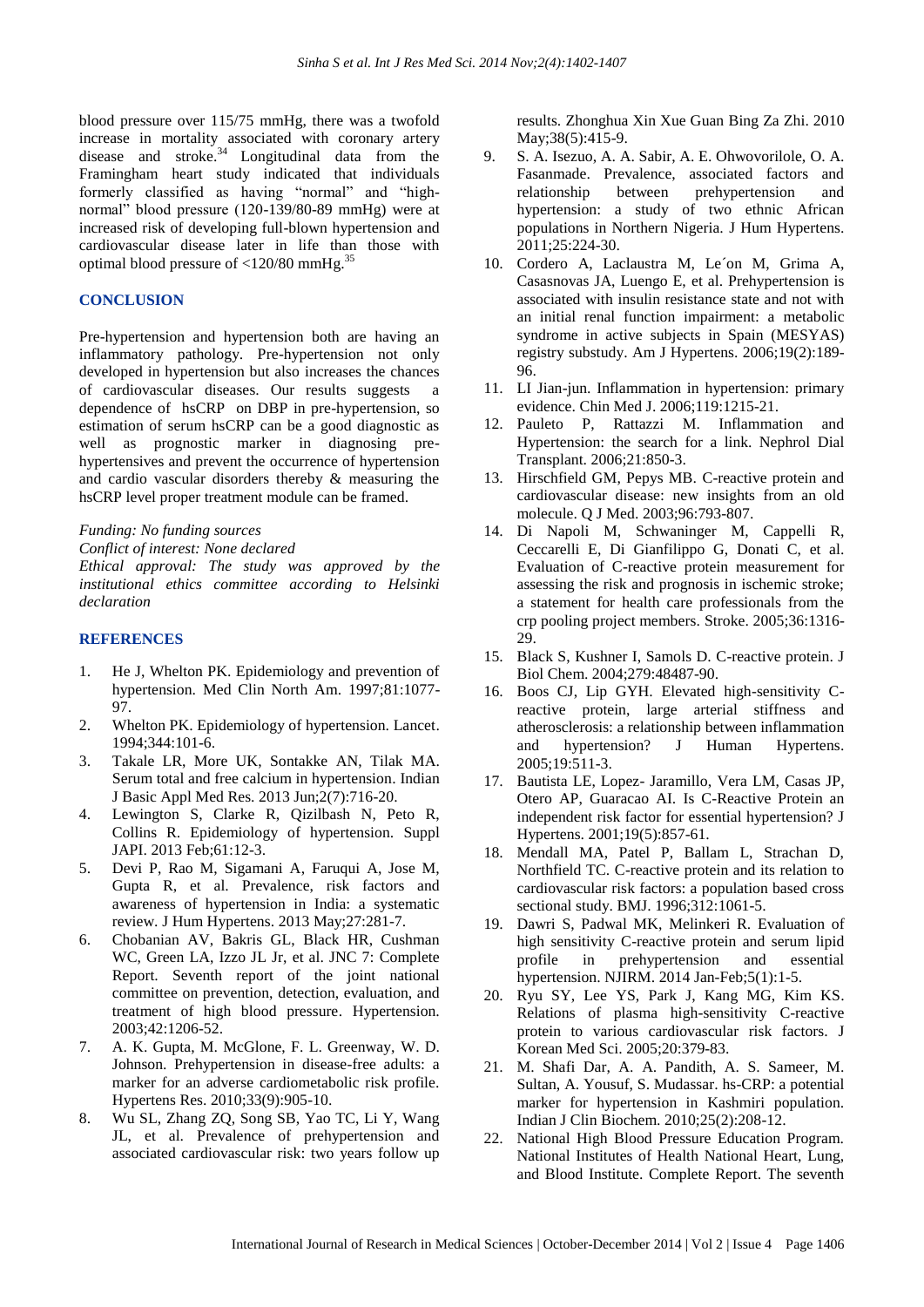blood pressure over 115/75 mmHg, there was a twofold increase in mortality associated with coronary artery disease and stroke.[34] Longitudinal data from the Framingham heart study indicated that individuals formerly classified as having "normal" and "high-normal" blood pressure (120-139/80-89 mmHg) were at increased risk of developing full-blown hypertension and cardiovascular disease later in life than those with optimal blood pressure of <120/80 mmHg.[35]

## CONCLUSION

Pre-hypertension and hypertension both are having an inflammatory pathology. Pre-hypertension not only developed in hypertension but also increases the chances of cardiovascular diseases. Our results suggests a dependence of hsCRP on DBP in pre-hypertension, so estimation of serum hsCRP can be a good diagnostic as well as prognostic marker in diagnosing pre-hypertensives and prevent the occurrence of hypertension and cardio vascular disorders thereby & measuring the hsCRP level proper treatment module can be framed.

*Funding: No funding sources*
*Conflict of interest: None declared*
*Ethical approval: The study was approved by the institutional ethics committee according to Helsinki declaration*

## REFERENCES

1. He J, Whelton PK. Epidemiology and prevention of hypertension. Med Clin North Am. 1997;81:1077-97.
2. Whelton PK. Epidemiology of hypertension. Lancet. 1994;344:101-6.
3. Takale LR, More UK, Sontakke AN, Tilak MA. Serum total and free calcium in hypertension. Indian J Basic Appl Med Res. 2013 Jun;2(7):716-20.
4. Lewington S, Clarke R, Qizilbash N, Peto R, Collins R. Epidemiology of hypertension. Suppl JAPI. 2013 Feb;61:12-3.
5. Devi P, Rao M, Sigamani A, Faruqui A, Jose M, Gupta R, et al. Prevalence, risk factors and awareness of hypertension in India: a systematic review. J Hum Hypertens. 2013 May;27:281-7.
6. Chobanian AV, Bakris GL, Black HR, Cushman WC, Green LA, Izzo JL Jr, et al. JNC 7: Complete Report. Seventh report of the joint national committee on prevention, detection, evaluation, and treatment of high blood pressure. Hypertension. 2003;42:1206-52.
7. A. K. Gupta, M. McGlone, F. L. Greenway, W. D. Johnson. Prehypertension in disease-free adults: a marker for an adverse cardiometabolic risk profile. Hypertens Res. 2010;33(9):905-10.
8. Wu SL, Zhang ZQ, Song SB, Yao TC, Li Y, Wang JL, et al. Prevalence of prehypertension and associated cardiovascular risk: two years follow up results. Zhonghua Xin Xue Guan Bing Za Zhi. 2010 May;38(5):415-9.
9. S. A. Isezuo, A. A. Sabir, A. E. Ohwovorilole, O. A. Fasanmade. Prevalence, associated factors and relationship between prehypertension and hypertension: a study of two ethnic African populations in Northern Nigeria. J Hum Hypertens. 2011;25:224-30.
10. Cordero A, Laclaustra M, Le´on M, Grima A, Casasnovas JA, Luengo E, et al. Prehypertension is associated with insulin resistance state and not with an initial renal function impairment: a metabolic syndrome in active subjects in Spain (MESYAS) registry substudy. Am J Hypertens. 2006;19(2):189-96.
11. LI Jian-jun. Inflammation in hypertension: primary evidence. Chin Med J. 2006;119:1215-21.
12. Pauleto P, Rattazzi M. Inflammation and Hypertension: the search for a link. Nephrol Dial Transplant. 2006;21:850-3.
13. Hirschfield GM, Pepys MB. C-reactive protein and cardiovascular disease: new insights from an old molecule. Q J Med. 2003;96:793-807.
14. Di Napoli M, Schwaninger M, Cappelli R, Ceccarelli E, Di Gianfilippo G, Donati C, et al. Evaluation of C-reactive protein measurement for assessing the risk and prognosis in ischemic stroke; a statement for health care professionals from the crp pooling project members. Stroke. 2005;36:1316-29.
15. Black S, Kushner I, Samols D. C-reactive protein. J Biol Chem. 2004;279:48487-90.
16. Boos CJ, Lip GYH. Elevated high-sensitivity C-reactive protein, large arterial stiffness and atherosclerosis: a relationship between inflammation and hypertension? J Human Hypertens. 2005;19:511-3.
17. Bautista LE, Lopez- Jaramillo, Vera LM, Casas JP, Otero AP, Guaracao AI. Is C-Reactive Protein an independent risk factor for essential hypertension? J Hypertens. 2001;19(5):857-61.
18. Mendall MA, Patel P, Ballam L, Strachan D, Northfield TC. C-reactive protein and its relation to cardiovascular risk factors: a population based cross sectional study. BMJ. 1996;312:1061-5.
19. Dawri S, Padwal MK, Melinkeri R. Evaluation of high sensitivity C-reactive protein and serum lipid profile in prehypertension and essential hypertension. NJIRM. 2014 Jan-Feb;5(1):1-5.
20. Ryu SY, Lee YS, Park J, Kang MG, Kim KS. Relations of plasma high-sensitivity C-reactive protein to various cardiovascular risk factors. J Korean Med Sci. 2005;20:379-83.
21. M. Shafi Dar, A. A. Pandith, A. S. Sameer, M. Sultan, A. Yousuf, S. Mudassar. hs-CRP: a potential marker for hypertension in Kashmiri population. Indian J Clin Biochem. 2010;25(2):208-12.
22. National High Blood Pressure Education Program. National Institutes of Health National Heart, Lung, and Blood Institute. Complete Report. The seventh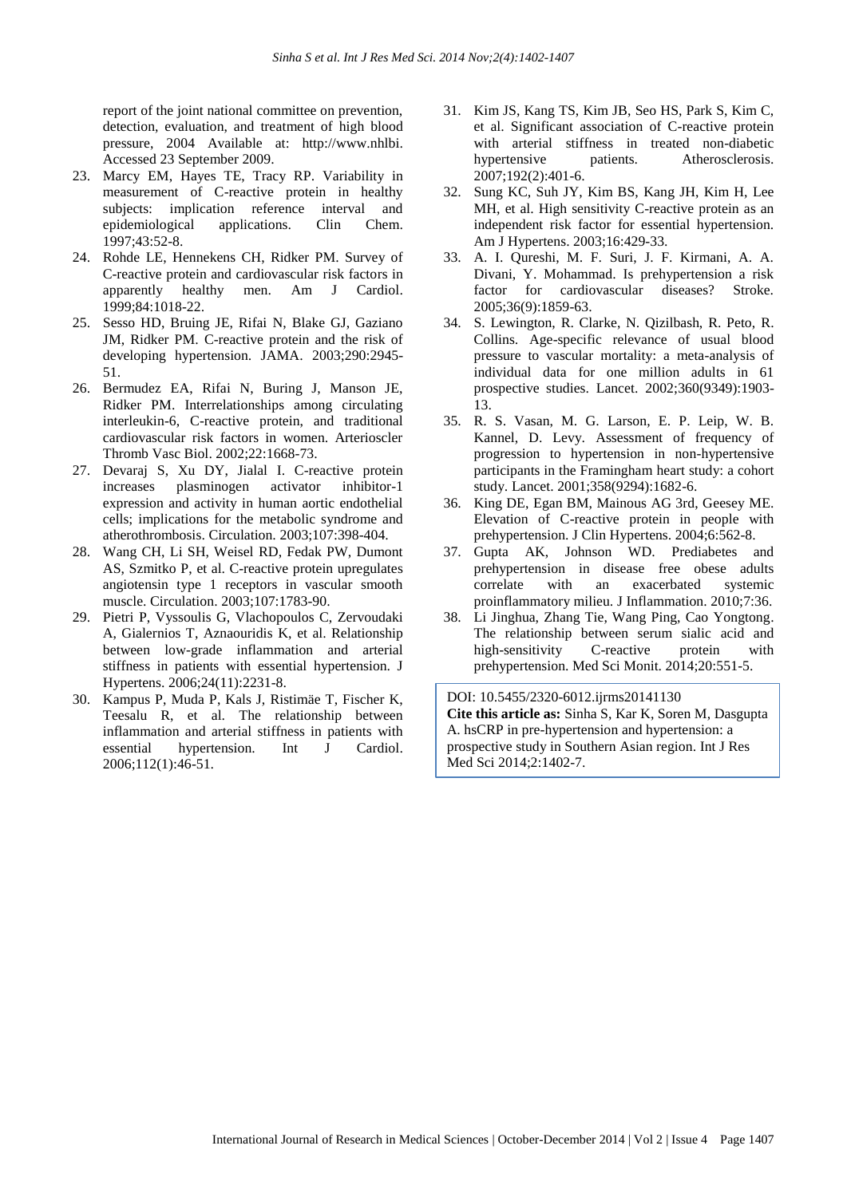report of the joint national committee on prevention, detection, evaluation, and treatment of high blood pressure, 2004 Available at: http://www.nhlbi. Accessed 23 September 2009.

23. Marcy EM, Hayes TE, Tracy RP. Variability in measurement of C-reactive protein in healthy subjects: implication reference interval and epidemiological applications. Clin Chem. 1997;43:52-8.
24. Rohde LE, Hennekens CH, Ridker PM. Survey of C-reactive protein and cardiovascular risk factors in apparently healthy men. Am J Cardiol. 1999;84:1018-22.
25. Sesso HD, Bruing JE, Rifai N, Blake GJ, Gaziano JM, Ridker PM. C-reactive protein and the risk of developing hypertension. JAMA. 2003;290:2945-51.
26. Bermudez EA, Rifai N, Buring J, Manson JE, Ridker PM. Interrelationships among circulating interleukin-6, C-reactive protein, and traditional cardiovascular risk factors in women. Arterioscler Thromb Vasc Biol. 2002;22:1668-73.
27. Devaraj S, Xu DY, Jialal I. C-reactive protein increases plasminogen activator inhibitor-1 expression and activity in human aortic endothelial cells; implications for the metabolic syndrome and atherothrombosis. Circulation. 2003;107:398-404.
28. Wang CH, Li SH, Weisel RD, Fedak PW, Dumont AS, Szmitko P, et al. C-reactive protein upregulates angiotensin type 1 receptors in vascular smooth muscle. Circulation. 2003;107:1783-90.
29. Pietri P, Vyssoulis G, Vlachopoulos C, Zervoudaki A, Gialernios T, Aznaouridis K, et al. Relationship between low-grade inflammation and arterial stiffness in patients with essential hypertension. J Hypertens. 2006;24(11):2231-8.
30. Kampus P, Muda P, Kals J, Ristimäe T, Fischer K, Teesalu R, et al. The relationship between inflammation and arterial stiffness in patients with essential hypertension. Int J Cardiol. 2006;112(1):46-51.
31. Kim JS, Kang TS, Kim JB, Seo HS, Park S, Kim C, et al. Significant association of C-reactive protein with arterial stiffness in treated non-diabetic hypertensive patients. Atherosclerosis. 2007;192(2):401-6.
32. Sung KC, Suh JY, Kim BS, Kang JH, Kim H, Lee MH, et al. High sensitivity C-reactive protein as an independent risk factor for essential hypertension. Am J Hypertens. 2003;16:429-33.
33. A. I. Qureshi, M. F. Suri, J. F. Kirmani, A. A. Divani, Y. Mohammad. Is prehypertension a risk factor for cardiovascular diseases? Stroke. 2005;36(9):1859-63.
34. S. Lewington, R. Clarke, N. Qizilbash, R. Peto, R. Collins. Age-specific relevance of usual blood pressure to vascular mortality: a meta-analysis of individual data for one million adults in 61 prospective studies. Lancet. 2002;360(9349):1903-13.
35. R. S. Vasan, M. G. Larson, E. P. Leip, W. B. Kannel, D. Levy. Assessment of frequency of progression to hypertension in non-hypertensive participants in the Framingham heart study: a cohort study. Lancet. 2001;358(9294):1682-6.
36. King DE, Egan BM, Mainous AG 3rd, Geesey ME. Elevation of C-reactive protein in people with prehypertension. J Clin Hypertens. 2004;6:562-8.
37. Gupta AK, Johnson WD. Prediabetes and prehypertension in disease free obese adults correlate with an exacerbated systemic proinflammatory milieu. J Inflammation. 2010;7:36.
38. Li Jinghua, Zhang Tie, Wang Ping, Cao Yongtong. The relationship between serum sialic acid and high-sensitivity C-reactive protein with prehypertension. Med Sci Monit. 2014;20:551-5.

DOI: 10.5455/2320-6012.ijrms20141130

**Cite this article as:** Sinha S, Kar K, Soren M, Dasgupta A. hsCRP in pre-hypertension and hypertension: a prospective study in Southern Asian region. Int J Res Med Sci 2014;2:1402-7.